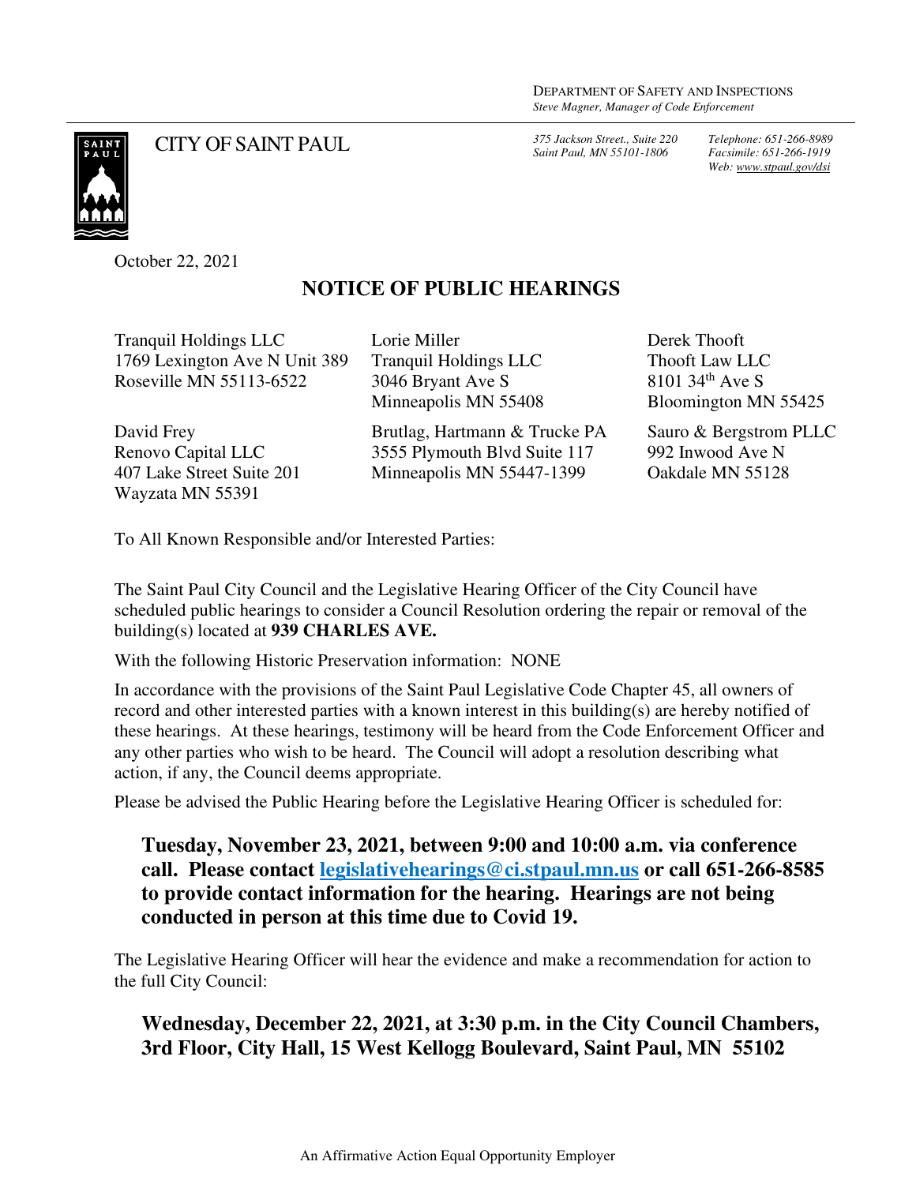DEPARTMENT OF SAFETY AND INSPECTIONS
*Steve Magner, Manager of Code Enforcement*

CITY OF SAINT PAUL

*375 Jackson Street., Suite 220*
*Saint Paul, MN 55101-1806*

*Telephone: 651-266-8989*
*Facsimile: 651-266-1919*
*Web: www.stpaul.gov/dsi*

October 22, 2021

## NOTICE OF PUBLIC HEARINGS

Tranquil Holdings LLC
1769 Lexington Ave N Unit 389
Roseville MN 55113-6522

Lorie Miller
Tranquil Holdings LLC
3046 Bryant Ave S
Minneapolis MN 55408

Derek Thooft
Thooft Law LLC
8101 34th Ave S
Bloomington MN 55425

David Frey
Renovo Capital LLC
407 Lake Street Suite 201
Wayzata MN 55391

Brutlag, Hartmann & Trucke PA
3555 Plymouth Blvd Suite 117
Minneapolis MN 55447-1399

Sauro & Bergstrom PLLC
992 Inwood Ave N
Oakdale MN 55128

To All Known Responsible and/or Interested Parties:

The Saint Paul City Council and the Legislative Hearing Officer of the City Council have scheduled public hearings to consider a Council Resolution ordering the repair or removal of the building(s) located at **939 CHARLES AVE.**

With the following Historic Preservation information: NONE

In accordance with the provisions of the Saint Paul Legislative Code Chapter 45, all owners of record and other interested parties with a known interest in this building(s) are hereby notified of these hearings. At these hearings, testimony will be heard from the Code Enforcement Officer and any other parties who wish to be heard. The Council will adopt a resolution describing what action, if any, the Council deems appropriate.

Please be advised the Public Hearing before the Legislative Hearing Officer is scheduled for:

> **Tuesday, November 23, 2021, between 9:00 and 10:00 a.m. via conference call. Please contact legislativehearings@ci.stpaul.mn.us or call 651-266-8585 to provide contact information for the hearing. Hearings are not being conducted in person at this time due to Covid 19.**

The Legislative Hearing Officer will hear the evidence and make a recommendation for action to the full City Council:

> **Wednesday, December 22, 2021, at 3:30 p.m. in the City Council Chambers, 3rd Floor, City Hall, 15 West Kellogg Boulevard, Saint Paul, MN 55102**

An Affirmative Action Equal Opportunity Employer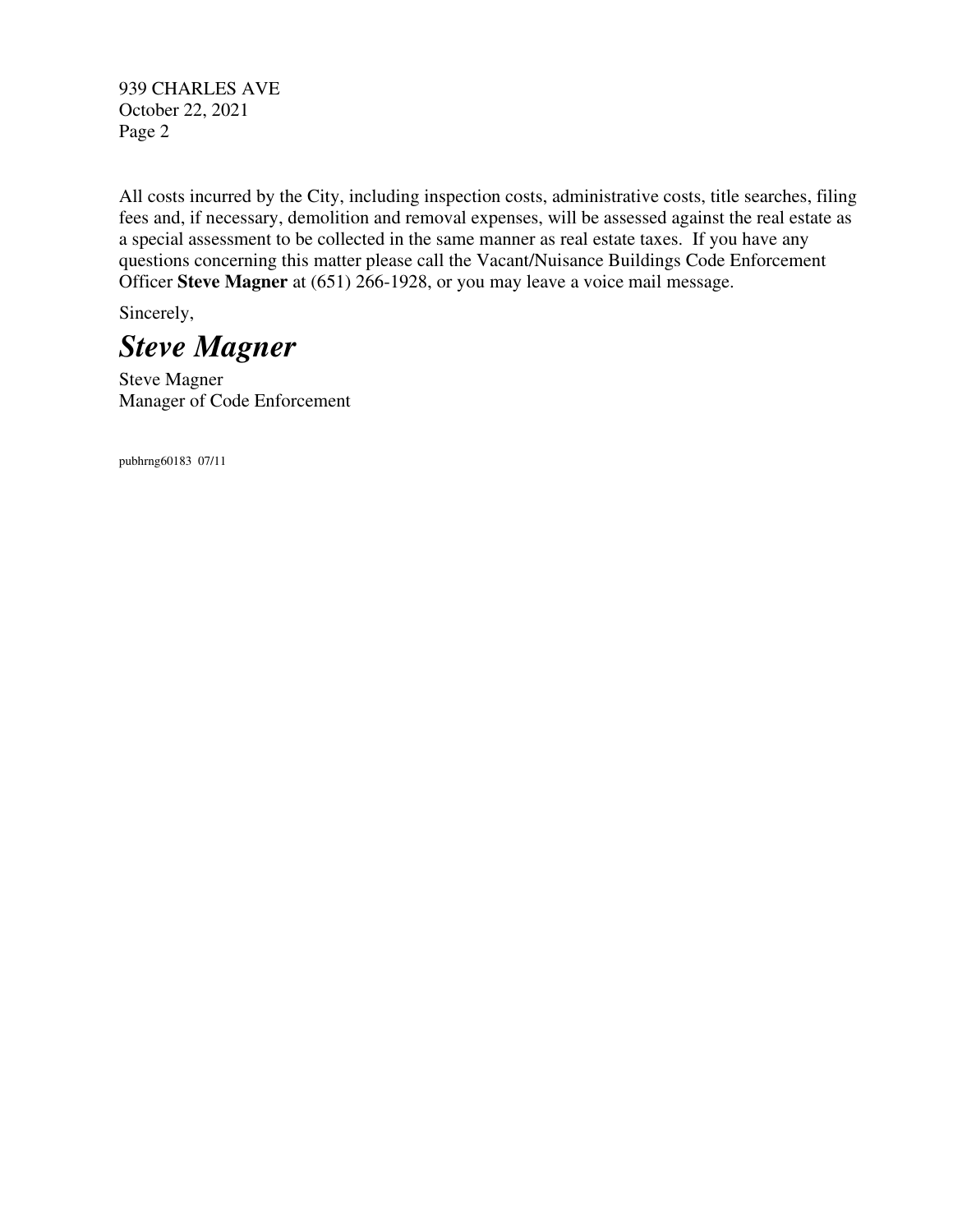All costs incurred by the City, including inspection costs, administrative costs, title searches, filing fees and, if necessary, demolition and removal expenses, will be assessed against the real estate as a special assessment to be collected in the same manner as real estate taxes. If you have any questions concerning this matter please call the Vacant/Nuisance Buildings Code Enforcement Officer **Steve Magner** at (651) 266-1928, or you may leave a voice mail message.

Sincerely,

***Steve Magner***

Steve Magner
Manager of Code Enforcement

pubhrng60183 07/11